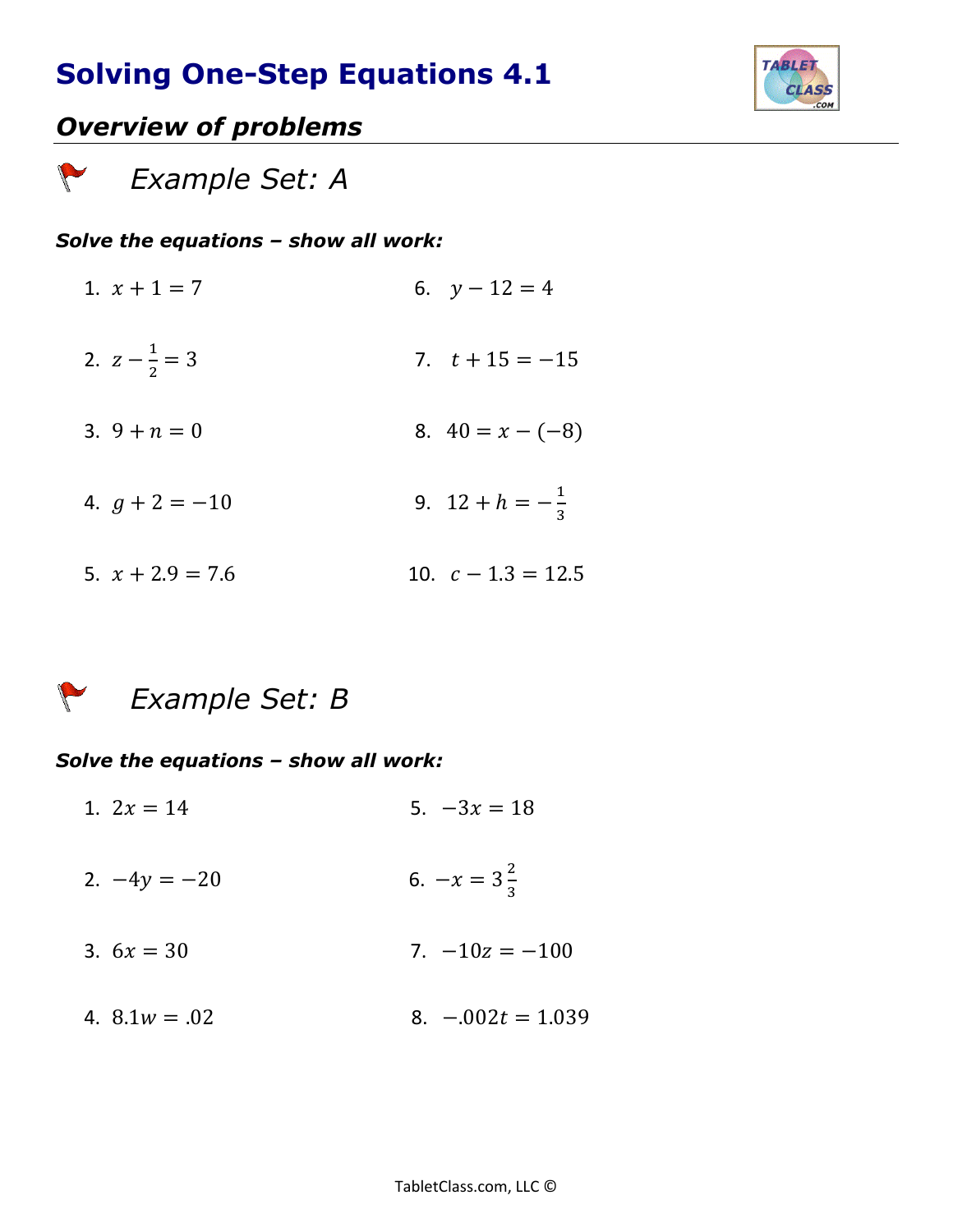# Solving One-Step Equations 4.1

## *Overview of problems*

### *Example Set: A*

***Solve the equations – show all work:***

1. $x + 1 = 7$
2. $z - \frac{1}{2} = 3$
3. $9 + n = 0$
4. $g + 2 = -10$
5. $x + 2.9 = 7.6$
6. $y - 12 = 4$
7. $t + 15 = -15$
8. $40 = x - (-8)$
9. $12 + h = -\frac{1}{3}$
10. $c - 1.3 = 12.5$

### *Example Set: B*

***Solve the equations – show all work:***

1. $2x = 14$
2. $-4y = -20$
3. $6x = 30$
4. $8.1w = .02$
5. $-3x = 18$
6. $-x = 3\frac{2}{3}$
7. $-10z = -100$
8. $-.002t = 1.039$

TabletClass.com, LLC ©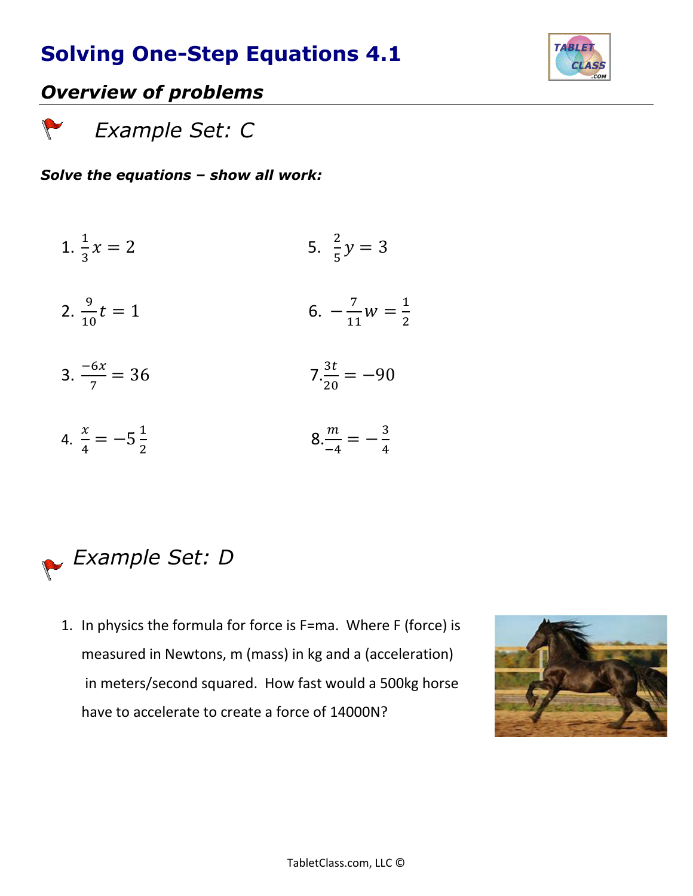# Solving One-Step Equations 4.1

## *Overview of problems*

### *Example Set: C*

***Solve the equations – show all work:***

1. $\frac{1}{3}x = 2$

2. $\frac{9}{10}t = 1$

3. $\frac{-6x}{7} = 36$

4. $\frac{x}{4} = -5\frac{1}{2}$

5. $\frac{2}{5}y = 3$

6. $-\frac{7}{11}w = \frac{1}{2}$

7. $\frac{3t}{20} = -90$

8. $\frac{m}{-4} = -\frac{3}{4}$

### *Example Set: D*

1. In physics the formula for force is F=ma. Where F (force) is measured in Newtons, m (mass) in kg and a (acceleration) in meters/second squared. How fast would a 500kg horse have to accelerate to create a force of 14000N?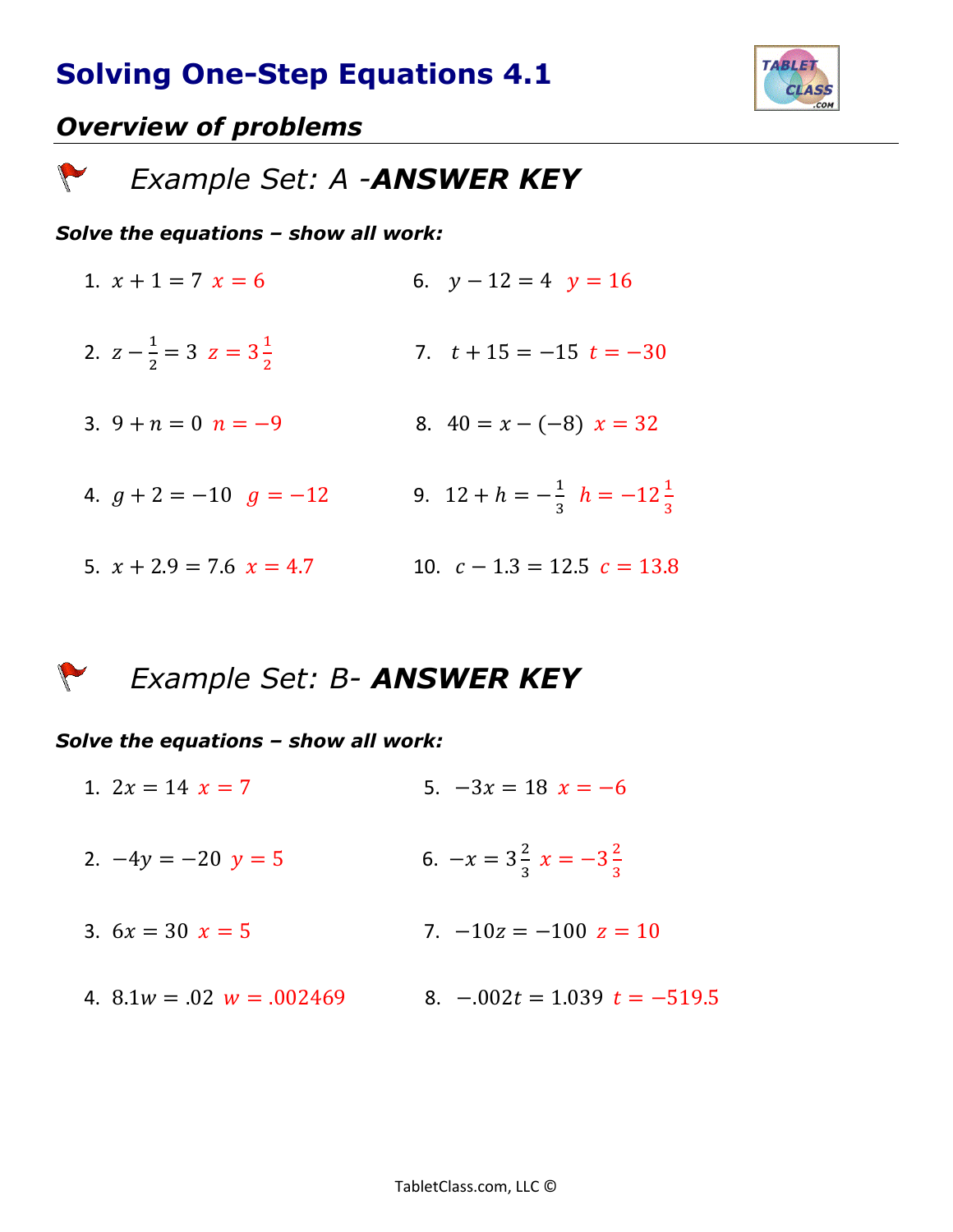# Solving One-Step Equations 4.1

## *Overview of problems*

### *Example Set: A -**ANSWER KEY***

***Solve the equations – show all work:***

1. $x + 1 = 7$ $x = 6$
2. $z - \frac{1}{2} = 3$ $z = 3\frac{1}{2}$
3. $9 + n = 0$ $n = -9$
4. $g + 2 = -10$ $g = -12$
5. $x + 2.9 = 7.6$ $x = 4.7$
6. $y - 12 = 4$ $y = 16$
7. $t + 15 = -15$ $t = -30$
8. $40 = x - (-8)$ $x = 32$
9. $12 + h = -\frac{1}{3}$ $h = -12\frac{1}{3}$
10. $c - 1.3 = 12.5$ $c = 13.8$

### *Example Set: B- **ANSWER KEY***

***Solve the equations – show all work:***

1. $2x = 14$ $x = 7$
2. $-4y = -20$ $y = 5$
3. $6x = 30$ $x = 5$
4. $8.1w = .02$ $w = .002469$
5. $-3x = 18$ $x = -6$
6. $-x = 3\frac{2}{3}$ $x = -3\frac{2}{3}$
7. $-10z = -100$ $z = 10$
8. $-.002t = 1.039$ $t = -519.5$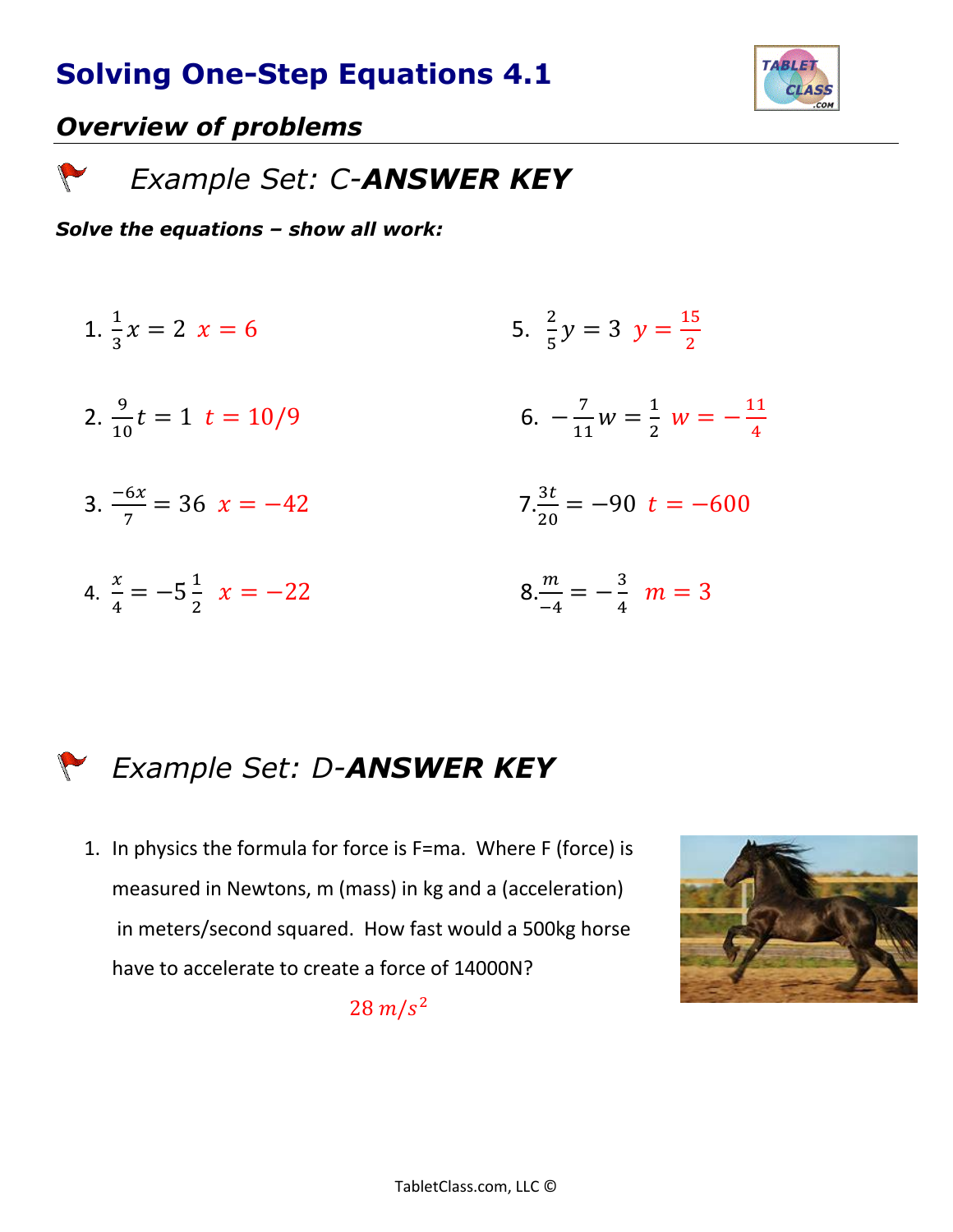# Solving One-Step Equations 4.1

## *Overview of problems*

### *Example Set: C-**ANSWER KEY***

***Solve the equations – show all work:***

1. $\frac{1}{3}x = 2$ $x = 6$

2. $\frac{9}{10}t = 1$ $t = 10/9$

3. $\frac{-6x}{7} = 36$ $x = -42$

4. $\frac{x}{4} = -5\frac{1}{2}$ $x = -22$

5. $\frac{2}{5}y = 3$ $y = \frac{15}{2}$

6. $-\frac{7}{11}w = \frac{1}{2}$ $w = -\frac{11}{4}$

7. $\frac{3t}{20} = -90$ $t = -600$

8. $\frac{m}{-4} = -\frac{3}{4}$ $m = 3$

### *Example Set: D-**ANSWER KEY***

1. In physics the formula for force is F=ma. Where F (force) is measured in Newtons, m (mass) in kg and a (acceleration) in meters/second squared. How fast would a 500kg horse have to accelerate to create a force of 14000N?

   $28\ m/s^2$